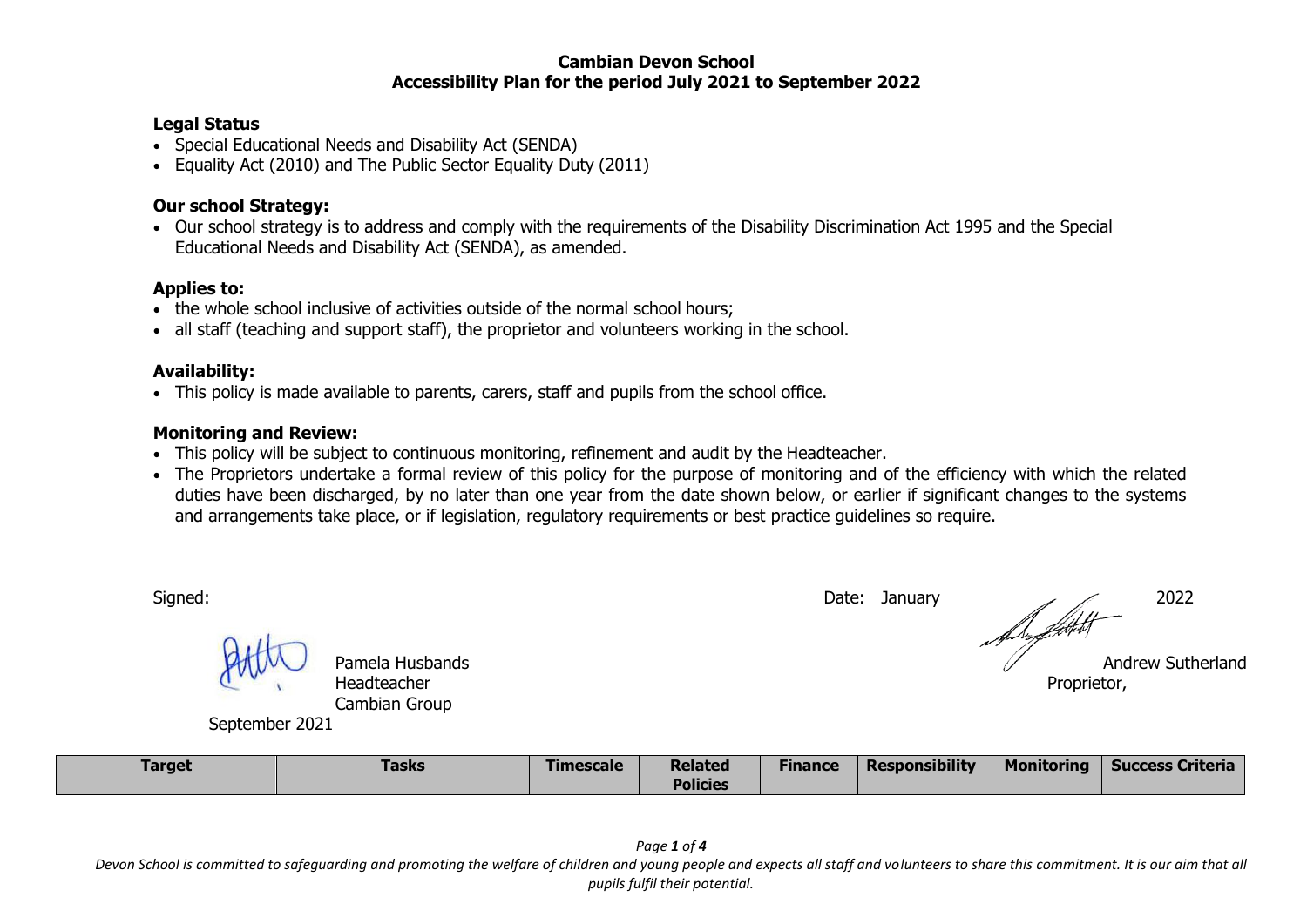**Cambian Devon School**
**Accessibility Plan for the period July 2021 to September 2022**

### Legal Status

- Special Educational Needs and Disability Act (SENDA)
- Equality Act (2010) and The Public Sector Equality Duty (2011)

### Our school Strategy:

- Our school strategy is to address and comply with the requirements of the Disability Discrimination Act 1995 and the Special Educational Needs and Disability Act (SENDA), as amended.

### Applies to:

- the whole school inclusive of activities outside of the normal school hours;
- all staff (teaching and support staff), the proprietor and volunteers working in the school.

### Availability:

- This policy is made available to parents, carers, staff and pupils from the school office.

### Monitoring and Review:

- This policy will be subject to continuous monitoring, refinement and audit by the Headteacher.
- The Proprietors undertake a formal review of this policy for the purpose of monitoring and of the efficiency with which the related duties have been discharged, by no later than one year from the date shown below, or earlier if significant changes to the systems and arrangements take place, or if legislation, regulatory requirements or best practice guidelines so require.

Signed:

Pamela Husbands
Headteacher
Cambian Group
September 2021

Date: January 2022

Andrew Sutherland
Proprietor,

| Target | Tasks | Timescale | Related Policies | Finance | Responsibility | Monitoring | Success Criteria |
|---|---|---|---|---|---|---|---|

*Devon School is committed to safeguarding and promoting the welfare of children and young people and expects all staff and volunteers to share this commitment. It is our aim that all pupils fulfil their potential.*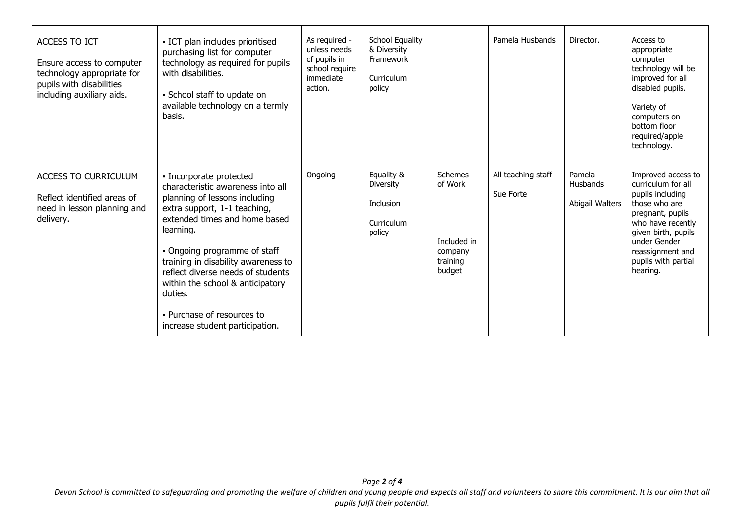| | | | | | | | |
|---|---|---|---|---|---|---|---|
| ACCESS TO ICT<br><br>Ensure access to computer technology appropriate for pupils with disabilities including auxiliary aids. | ▪ ICT plan includes prioritised purchasing list for computer technology as required for pupils with disabilities.<br><br>▪ School staff to update on available technology on a termly basis. | As required - unless needs of pupils in school require immediate action. | School Equality & Diversity Framework<br><br>Curriculum policy | | Pamela Husbands | Director. | Access to appropriate computer technology will be improved for all disabled pupils.<br><br>Variety of computers on bottom floor required/apple technology. |
| ACCESS TO CURRICULUM<br><br>Reflect identified areas of need in lesson planning and delivery. | ▪ Incorporate protected characteristic awareness into all planning of lessons including extra support, 1-1 teaching, extended times and home based learning.<br><br>▪ Ongoing programme of staff training in disability awareness to reflect diverse needs of students within the school & anticipatory duties.<br><br>▪ Purchase of resources to increase student participation. | Ongoing | Equality & Diversity<br><br>Inclusion<br><br>Curriculum policy | Schemes of Work<br><br>Included in company training budget | All teaching staff<br><br>Sue Forte | Pamela Husbands<br><br>Abigail Walters | Improved access to curriculum for all pupils including those who are pregnant, pupils who have recently given birth, pupils under Gender reassignment and pupils with partial hearing. |

*Devon School is committed to safeguarding and promoting the welfare of children and young people and expects all staff and volunteers to share this commitment. It is our aim that all pupils fulfil their potential.*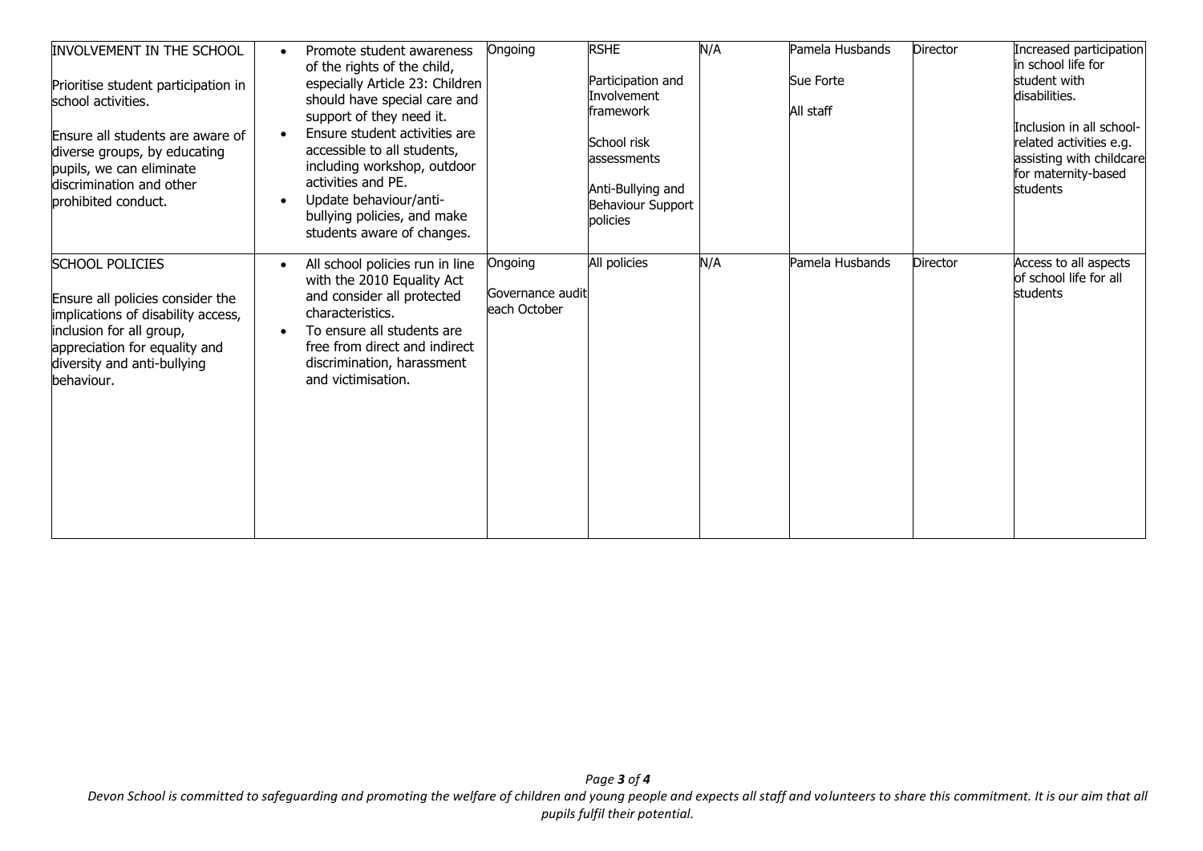| | | | | | | | |
|---|---|---|---|---|---|---|---|
| INVOLVEMENT IN THE SCHOOL<br><br>Prioritise student participation in school activities.<br><br>Ensure all students are aware of diverse groups, by educating pupils, we can eliminate discrimination and other prohibited conduct. | • Promote student awareness of the rights of the child, especially Article 23: Children should have special care and support of they need it.<br>• Ensure student activities are accessible to all students, including workshop, outdoor activities and PE.<br>• Update behaviour/anti-bullying policies, and make students aware of changes. | Ongoing | RSHE<br><br>Participation and Involvement framework<br><br>School risk assessments<br><br>Anti-Bullying and Behaviour Support policies | N/A | Pamela Husbands<br><br>Sue Forte<br><br>All staff | Director | Increased participation in school life for student with disabilities.<br><br>Inclusion in all school-related activities e.g. assisting with childcare for maternity-based students |
| SCHOOL POLICIES<br><br>Ensure all policies consider the implications of disability access, inclusion for all group, appreciation for equality and diversity and anti-bullying behaviour. | • All school policies run in line with the 2010 Equality Act and consider all protected characteristics.<br>• To ensure all students are free from direct and indirect discrimination, harassment and victimisation. | Ongoing<br><br>Governance audit each October | All policies | N/A | Pamela Husbands | Director | Access to all aspects of school life for all students |

*Devon School is committed to safeguarding and promoting the welfare of children and young people and expects all staff and volunteers to share this commitment. It is our aim that all pupils fulfil their potential.*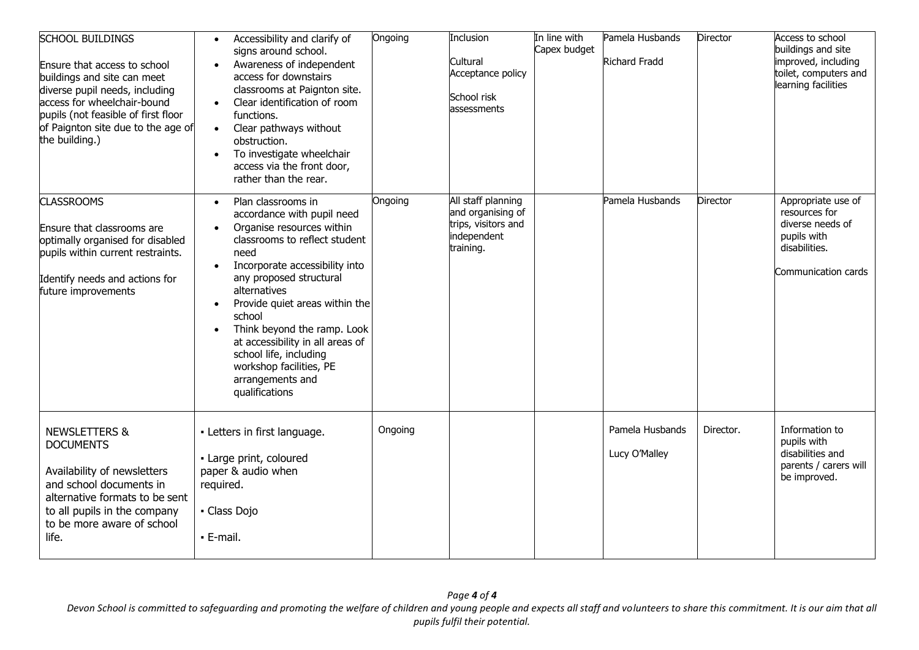| SCHOOL BUILDINGS<br><br>Ensure that access to school buildings and site can meet diverse pupil needs, including access for wheelchair-bound pupils (not feasible of first floor of Paignton site due to the age of the building.) | • Accessibility and clarify of signs around school.<br>• Awareness of independent access for downstairs classrooms at Paignton site.<br>• Clear identification of room functions.<br>• Clear pathways without obstruction.<br>• To investigate wheelchair access via the front door, rather than the rear. | Ongoing | Inclusion<br><br>Cultural Acceptance policy<br><br>School risk assessments | In line with Capex budget | Pamela Husbands<br><br>Richard Fradd | Director | Access to school buildings and site improved, including toilet, computers and learning facilities |
|---|---|---|---|---|---|---|---|
| CLASSROOMS<br><br>Ensure that classrooms are optimally organised for disabled pupils within current restraints.<br><br>Identify needs and actions for future improvements | • Plan classrooms in accordance with pupil need<br>• Organise resources within classrooms to reflect student need<br>• Incorporate accessibility into any proposed structural alternatives<br>• Provide quiet areas within the school<br>• Think beyond the ramp. Look at accessibility in all areas of school life, including workshop facilities, PE arrangements and qualifications | Ongoing | All staff planning and organising of trips, visitors and independent training. | | Pamela Husbands | Director | Appropriate use of resources for diverse needs of pupils with disabilities.<br><br>Communication cards |
| NEWSLETTERS & DOCUMENTS<br><br>Availability of newsletters and school documents in alternative formats to be sent to all pupils in the company to be more aware of school life. | ▪ Letters in first language.<br><br>▪ Large print, coloured paper & audio when required.<br><br>▪ Class Dojo<br><br>▪ E-mail. | Ongoing | | | Pamela Husbands<br><br>Lucy O'Malley | Director. | Information to pupils with disabilities and parents / carers will be improved. |

*Devon School is committed to safeguarding and promoting the welfare of children and young people and expects all staff and volunteers to share this commitment. It is our aim that all pupils fulfil their potential.*